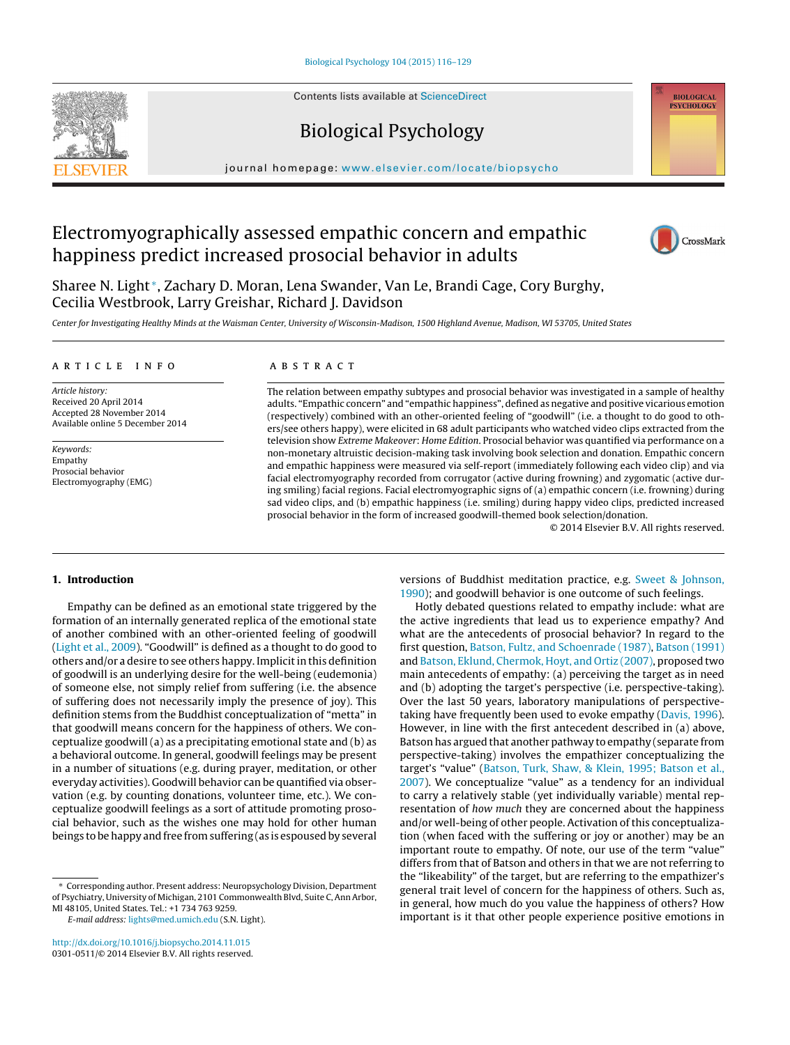# Electromyographically assessed empathic concern and empathic happiness predict increased prosocial behavior in adults

Sharee N. Light*, Zachary D. Moran, Lena Swander, Van Le, Brandi Cage, Cory Burghy, Cecilia Westbrook, Larry Greishar, Richard J. Davidson

*Center for Investigating Healthy Minds at the Waisman Center, University of Wisconsin-Madison, 1500 Highland Avenue, Madison, WI 53705, United States*

## ARTICLE INFO

*Article history:*
Received 20 April 2014
Accepted 28 November 2014
Available online 5 December 2014

*Keywords:*
Empathy
Prosocial behavior
Electromyography (EMG)

## ABSTRACT

The relation between empathy subtypes and prosocial behavior was investigated in a sample of healthy adults. "Empathic concern" and "empathic happiness", defined as negative and positive vicarious emotion (respectively) combined with an other-oriented feeling of "goodwill" (i.e. a thought to do good to others/see others happy), were elicited in 68 adult participants who watched video clips extracted from the television show *Extreme Makeover*: *Home Edition*. Prosocial behavior was quantified via performance on a non-monetary altruistic decision-making task involving book selection and donation. Empathic concern and empathic happiness were measured via self-report (immediately following each video clip) and via facial electromyography recorded from corrugator (active during frowning) and zygomatic (active during smiling) facial regions. Facial electromyographic signs of (a) empathic concern (i.e. frowning) during sad video clips, and (b) empathic happiness (i.e. smiling) during happy video clips, predicted increased prosocial behavior in the form of increased goodwill-themed book selection/donation.

© 2014 Elsevier B.V. All rights reserved.

## 1. Introduction

Empathy can be defined as an emotional state triggered by the formation of an internally generated replica of the emotional state of another combined with an other-oriented feeling of goodwill (Light et al., 2009). "Goodwill" is defined as a thought to do good to others and/or a desire to see others happy. Implicit in this definition of goodwill is an underlying desire for the well-being (eudemonia) of someone else, not simply relief from suffering (i.e. the absence of suffering does not necessarily imply the presence of joy). This definition stems from the Buddhist conceptualization of "metta" in that goodwill means concern for the happiness of others. We conceptualize goodwill (a) as a precipitating emotional state and (b) as a behavioral outcome. In general, goodwill feelings may be present in a number of situations (e.g. during prayer, meditation, or other everyday activities). Goodwill behavior can be quantified via observation (e.g. by counting donations, volunteer time, etc.). We conceptualize goodwill feelings as a sort of attitude promoting prosocial behavior, such as the wishes one may hold for other human beings to be happy and free from suffering (as is espoused by several versions of Buddhist meditation practice, e.g. Sweet & Johnson, 1990); and goodwill behavior is one outcome of such feelings.

Hotly debated questions related to empathy include: what are the active ingredients that lead us to experience empathy? And what are the antecedents of prosocial behavior? In regard to the first question, Batson, Fultz, and Schoenrade (1987), Batson (1991) and Batson, Eklund, Chermok, Hoyt, and Ortiz (2007), proposed two main antecedents of empathy: (a) perceiving the target as in need and (b) adopting the target's perspective (i.e. perspective-taking). Over the last 50 years, laboratory manipulations of perspective-taking have frequently been used to evoke empathy (Davis, 1996). However, in line with the first antecedent described in (a) above, Batson has argued that another pathway to empathy (separate from perspective-taking) involves the empathizer conceptualizing the target's "value" (Batson, Turk, Shaw, & Klein, 1995; Batson et al., 2007). We conceptualize "value" as a tendency for an individual to carry a relatively stable (yet individually variable) mental representation of *how much* they are concerned about the happiness and/or well-being of other people. Activation of this conceptualization (when faced with the suffering or joy or another) may be an important route to empathy. Of note, our use of the term "value" differs from that of Batson and others in that we are not referring to the "likeability" of the target, but are referring to the empathizer's general trait level of concern for the happiness of others. Such as, in general, how much do you value the happiness of others? How important is it that other people experience positive emotions in

---

* Corresponding author. Present address: Neuropsychology Division, Department of Psychiatry, University of Michigan, 2101 Commonwealth Blvd, Suite C, Ann Arbor, MI 48105, United States. Tel.: +1 734 763 9259.
*E-mail address:* lights@med.umich.edu (S.N. Light).

http://dx.doi.org/10.1016/j.biopsycho.2014.11.015
0301-0511/© 2014 Elsevier B.V. All rights reserved.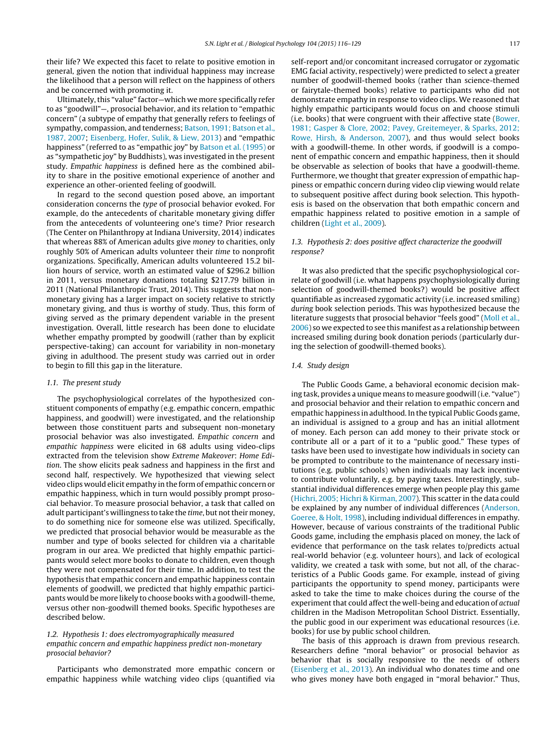their life? We expected this facet to relate to positive emotion in general, given the notion that individual happiness may increase the likelihood that a person will reflect on the happiness of others and be concerned with promoting it.

Ultimately, this "value" factor—which we more specifically refer to as "goodwill"—, prosocial behavior, and its relation to "empathic concern" (a subtype of empathy that generally refers to feelings of sympathy, compassion, and tenderness; Batson, 1991; Batson et al., 1987, 2007; Eisenberg, Hofer, Sulik, & Liew, 2013) and "empathic happiness" (referred to as "empathic joy" by Batson et al. (1995) or as "sympathetic joy" by Buddhists), was investigated in the present study. *Empathic happiness* is defined here as the combined ability to share in the positive emotional experience of another and experience an other-oriented feeling of goodwill.

In regard to the second question posed above, an important consideration concerns the *type* of prosocial behavior evoked. For example, do the antecedents of charitable monetary giving differ from the antecedents of volunteering one's time? Prior research (The Center on Philanthropy at Indiana University, 2014) indicates that whereas 88% of American adults give *money* to charities, only roughly 50% of American adults volunteer their *time* to nonprofit organizations. Specifically, American adults volunteered 15.2 billion hours of service, worth an estimated value of $296.2 billion in 2011, versus monetary donations totaling $217.79 billion in 2011 (National Philanthropic Trust, 2014). This suggests that non-monetary giving has a larger impact on society relative to strictly monetary giving, and thus is worthy of study. Thus, this form of giving served as the primary dependent variable in the present investigation. Overall, little research has been done to elucidate whether empathy prompted by goodwill (rather than by explicit perspective-taking) can account for variability in non-monetary giving in adulthood. The present study was carried out in order to begin to fill this gap in the literature.

### 1.1. The present study

The psychophysiological correlates of the hypothesized constituent components of empathy (e.g. empathic concern, empathic happiness, and goodwill) were investigated, and the relationship between those constituent parts and subsequent non-monetary prosocial behavior was also investigated. *Empathic concern* and *empathic happiness* were elicited in 68 adults using video-clips extracted from the television show *Extreme Makeover: Home Edition*. The show elicits peak sadness and happiness in the first and second half, respectively. We hypothesized that viewing select video clips would elicit empathy in the form of empathic concern or empathic happiness, which in turn would possibly prompt prosocial behavior. To measure prosocial behavior, a task that called on adult participant's willingness to take the *time*, but not their money, to do something nice for someone else was utilized. Specifically, we predicted that prosocial behavior would be measurable as the number and type of books selected for children via a charitable program in our area. We predicted that highly empathic participants would select more books to donate to children, even though they were not compensated for their time. In addition, to test the hypothesis that empathic concern and empathic happiness contain elements of goodwill, we predicted that highly empathic participants would be more likely to choose books with a goodwill-theme, versus other non-goodwill themed books. Specific hypotheses are described below.

### 1.2. Hypothesis 1: does electromyographically measured empathic concern and empathic happiness predict non-monetary prosocial behavior?

Participants who demonstrated more empathic concern or empathic happiness while watching video clips (quantified via self-report and/or concomitant increased corrugator or zygomatic EMG facial activity, respectively) were predicted to select a greater number of goodwill-themed books (rather than science-themed or fairytale-themed books) relative to participants who did not demonstrate empathy in response to video clips. We reasoned that highly empathic participants would focus on and choose stimuli (i.e. books) that were congruent with their affective state (Bower, 1981; Gasper & Clore, 2002; Pavey, Greitemeyer, & Sparks, 2012; Rowe, Hirsh, & Anderson, 2007), and thus would select books with a goodwill-theme. In other words, if goodwill is a component of empathic concern and empathic happiness, then it should be observable as selection of books that have a goodwill-theme. Furthermore, we thought that greater expression of empathic happiness or empathic concern during video clip viewing would relate to subsequent positive affect during book selection. This hypothesis is based on the observation that both empathic concern and empathic happiness related to positive emotion in a sample of children (Light et al., 2009).

### 1.3. Hypothesis 2: does positive affect characterize the goodwill response?

It was also predicted that the specific psychophysiological correlate of goodwill (i.e. what happens psychophysiologically during selection of goodwill-themed books?) would be positive affect quantifiable as increased zygomatic activity (i.e. increased smiling) *during* book selection periods. This was hypothesized because the literature suggests that prosocial behavior "feels good" (Moll et al., 2006) so we expected to see this manifest as a relationship between increased smiling during book donation periods (particularly during the selection of goodwill-themed books).

### 1.4. Study design

The Public Goods Game, a behavioral economic decision making task, provides a unique means to measure goodwill (i.e. "value") and prosocial behavior and their relation to empathic concern and empathic happiness in adulthood. In the typical Public Goods game, an individual is assigned to a group and has an initial allotment of money. Each person can add money to their private stock or contribute all or a part of it to a "public good." These types of tasks have been used to investigate how individuals in society can be prompted to contribute to the maintenance of necessary institutions (e.g. public schools) when individuals may lack incentive to contribute voluntarily, e.g. by paying taxes. Interestingly, substantial individual differences emerge when people play this game (Hichri, 2005; Hichri & Kirman, 2007). This scatter in the data could be explained by any number of individual differences (Anderson, Goeree, & Holt, 1998), including individual differences in empathy. However, because of various constraints of the traditional Public Goods game, including the emphasis placed on money, the lack of evidence that performance on the task relates to/predicts actual real-world behavior (e.g. volunteer hours), and lack of ecological validity, we created a task with some, but not all, of the characteristics of a Public Goods game. For example, instead of giving participants the opportunity to spend money, participants were asked to take the time to make choices during the course of the experiment that could affect the well-being and education of *actual* children in the Madison Metropolitan School District. Essentially, the public good in our experiment was educational resources (i.e. books) for use by public school children.

The basis of this approach is drawn from previous research. Researchers define "moral behavior" or prosocial behavior as behavior that is socially responsive to the needs of others (Eisenberg et al., 2013). An individual who donates time and one who gives money have both engaged in "moral behavior." Thus,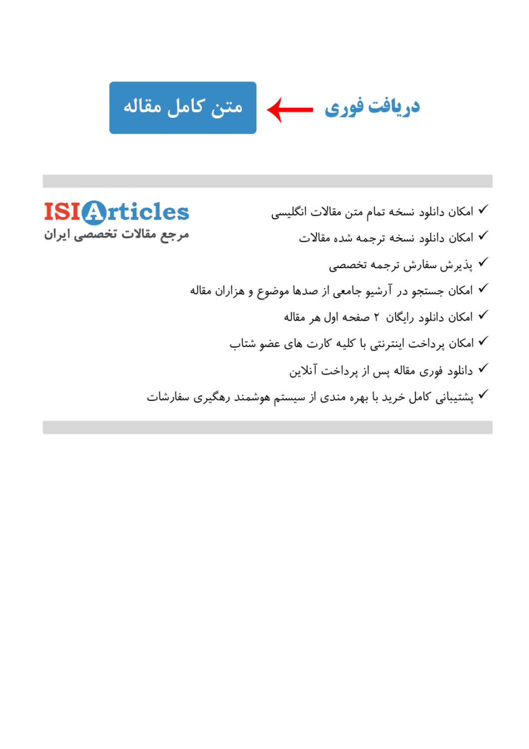دریافت فوری ← متن کامل مقاله

**ISIArticles**
مرجع مقالات تخصصی ایران

- ✓ امکان دانلود نسخه تمام متن مقالات انگلیسی
- ✓ امکان دانلود نسخه ترجمه شده مقالات
- ✓ پذیرش سفارش ترجمه تخصصی
- ✓ امکان جستجو در آرشیو جامعی از صدها موضوع و هزاران مقاله
- ✓ امکان دانلود رایگان ۲ صفحه اول هر مقاله
- ✓ امکان پرداخت اینترنتی با کلیه کارت های عضو شتاب
- ✓ دانلود فوری مقاله پس از پرداخت آنلاین
- ✓ پشتیبانی کامل خرید با بهره مندی از سیستم هوشمند رهگیری سفارشات